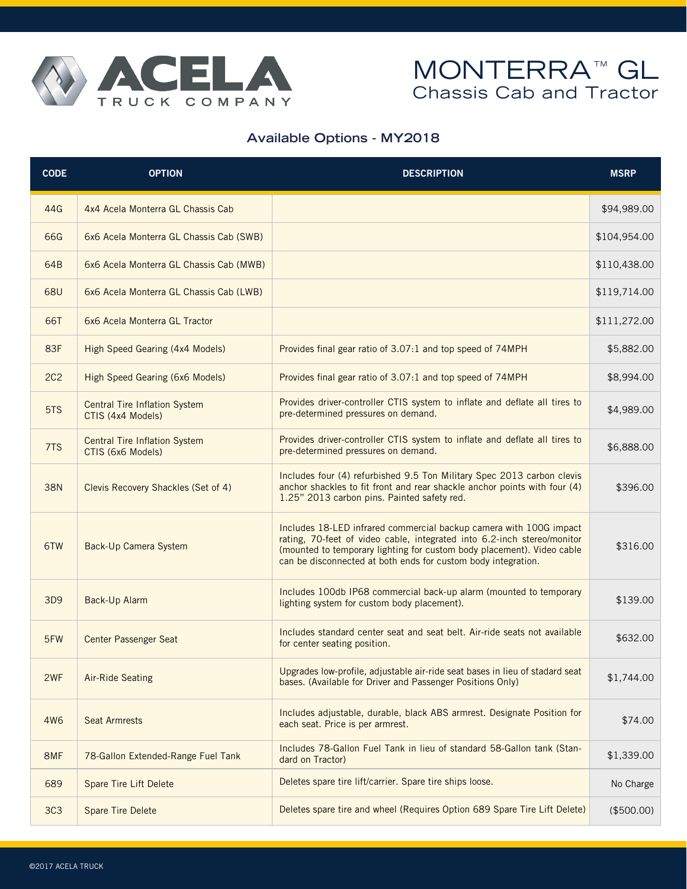# ACELA TRUCK COMPANY

# MONTERRA™ GL
## Chassis Cab and Tractor

### Available Options - MY2018

| CODE | OPTION | DESCRIPTION | MSRP |
|---|---|---|---|
| 44G | 4x4 Acela Monterra GL Chassis Cab | | $94,989.00 |
| 66G | 6x6 Acela Monterra GL Chassis Cab (SWB) | | $104,954.00 |
| 64B | 6x6 Acela Monterra GL Chassis Cab (MWB) | | $110,438.00 |
| 68U | 6x6 Acela Monterra GL Chassis Cab (LWB) | | $119,714.00 |
| 66T | 6x6 Acela Monterra GL Tractor | | $111,272.00 |
| 83F | High Speed Gearing (4x4 Models) | Provides final gear ratio of 3.07:1 and top speed of 74MPH | $5,882.00 |
| 2C2 | High Speed Gearing (6x6 Models) | Provides final gear ratio of 3.07:1 and top speed of 74MPH | $8,994.00 |
| 5TS | Central Tire Inflation System CTIS (4x4 Models) | Provides driver-controller CTIS system to inflate and deflate all tires to pre-determined pressures on demand. | $4,989.00 |
| 7TS | Central Tire Inflation System CTIS (6x6 Models) | Provides driver-controller CTIS system to inflate and deflate all tires to pre-determined pressures on demand. | $6,888.00 |
| 38N | Clevis Recovery Shackles (Set of 4) | Includes four (4) refurbished 9.5 Ton Military Spec 2013 carbon clevis anchor shackles to fit front and rear shackle anchor points with four (4) 1.25" 2013 carbon pins. Painted safety red. | $396.00 |
| 6TW | Back-Up Camera System | Includes 18-LED infrared commercial backup camera with 100G impact rating, 70-feet of video cable, integrated into 6.2-inch stereo/monitor (mounted to temporary lighting for custom body placement). Video cable can be disconnected at both ends for custom body integration. | $316.00 |
| 3D9 | Back-Up Alarm | Includes 100db IP68 commercial back-up alarm (mounted to temporary lighting system for custom body placement). | $139.00 |
| 5FW | Center Passenger Seat | Includes standard center seat and seat belt. Air-ride seats not available for center seating position. | $632.00 |
| 2WF | Air-Ride Seating | Upgrades low-profile, adjustable air-ride seat bases in lieu of stadard seat bases. (Available for Driver and Passenger Positions Only) | $1,744.00 |
| 4W6 | Seat Armrests | Includes adjustable, durable, black ABS armrest. Designate Position for each seat. Price is per armrest. | $74.00 |
| 8MF | 78-Gallon Extended-Range Fuel Tank | Includes 78-Gallon Fuel Tank in lieu of standard 58-Gallon tank (Standard on Tractor) | $1,339.00 |
| 689 | Spare Tire Lift Delete | Deletes spare tire lift/carrier. Spare tire ships loose. | No Charge |
| 3C3 | Spare Tire Delete | Deletes spare tire and wheel (Requires Option 689 Spare Tire Lift Delete) | ($500.00) |

©2017 ACELA TRUCK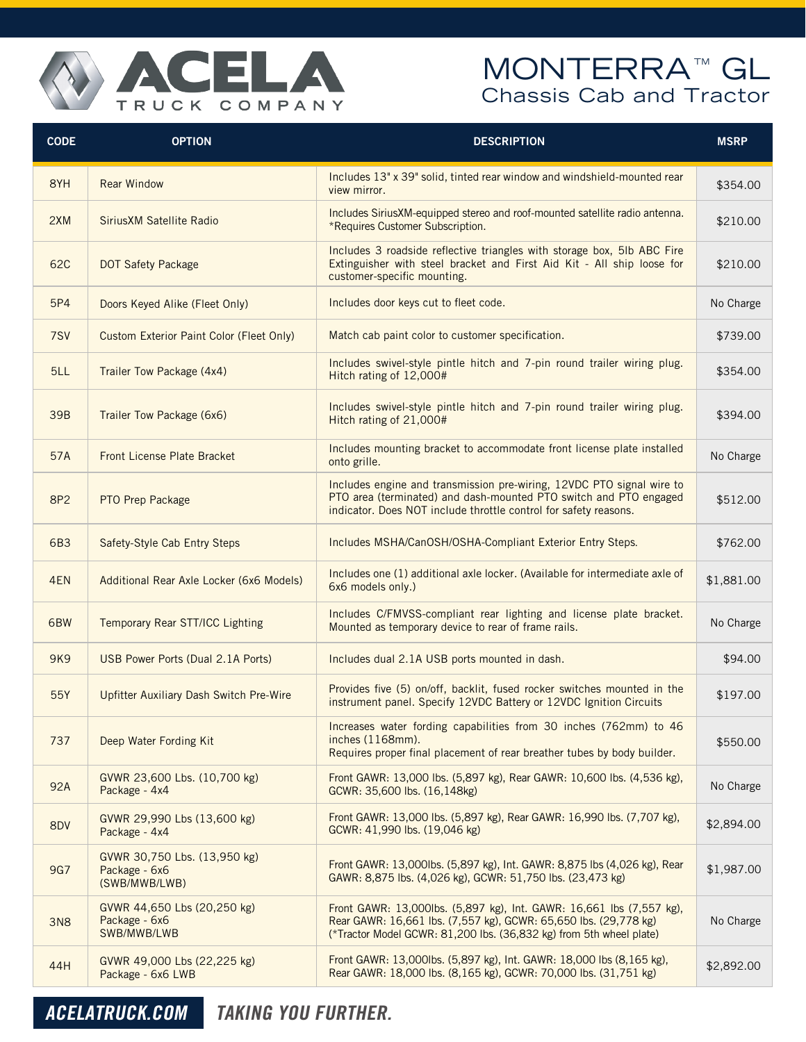# ACELA TRUCK COMPANY

## MONTERRA™ GL
### Chassis Cab and Tractor

| CODE | OPTION | DESCRIPTION | MSRP |
|---|---|---|---|
| 8YH | Rear Window | Includes 13" x 39" solid, tinted rear window and windshield-mounted rear view mirror. | $354.00 |
| 2XM | SiriusXM Satellite Radio | Includes SiriusXM-equipped stereo and roof-mounted satellite radio antenna. *Requires Customer Subscription. | $210.00 |
| 62C | DOT Safety Package | Includes 3 roadside reflective triangles with storage box, 5lb ABC Fire Extinguisher with steel bracket and First Aid Kit - All ship loose for customer-specific mounting. | $210.00 |
| 5P4 | Doors Keyed Alike (Fleet Only) | Includes door keys cut to fleet code. | No Charge |
| 7SV | Custom Exterior Paint Color (Fleet Only) | Match cab paint color to customer specification. | $739.00 |
| 5LL | Trailer Tow Package (4x4) | Includes swivel-style pintle hitch and 7-pin round trailer wiring plug. Hitch rating of 12,000# | $354.00 |
| 39B | Trailer Tow Package (6x6) | Includes swivel-style pintle hitch and 7-pin round trailer wiring plug. Hitch rating of 21,000# | $394.00 |
| 57A | Front License Plate Bracket | Includes mounting bracket to accommodate front license plate installed onto grille. | No Charge |
| 8P2 | PTO Prep Package | Includes engine and transmission pre-wiring, 12VDC PTO signal wire to PTO area (terminated) and dash-mounted PTO switch and PTO engaged indicator. Does NOT include throttle control for safety reasons. | $512.00 |
| 6B3 | Safety-Style Cab Entry Steps | Includes MSHA/CanOSH/OSHA-Compliant Exterior Entry Steps. | $762.00 |
| 4EN | Additional Rear Axle Locker (6x6 Models) | Includes one (1) additional axle locker. (Available for intermediate axle of 6x6 models only.) | $1,881.00 |
| 6BW | Temporary Rear STT/ICC Lighting | Includes C/FMVSS-compliant rear lighting and license plate bracket. Mounted as temporary device to rear of frame rails. | No Charge |
| 9K9 | USB Power Ports (Dual 2.1A Ports) | Includes dual 2.1A USB ports mounted in dash. | $94.00 |
| 55Y | Upfitter Auxiliary Dash Switch Pre-Wire | Provides five (5) on/off, backlit, fused rocker switches mounted in the instrument panel. Specify 12VDC Battery or 12VDC Ignition Circuits | $197.00 |
| 737 | Deep Water Fording Kit | Increases water fording capabilities from 30 inches (762mm) to 46 inches (1168mm). Requires proper final placement of rear breather tubes by body builder. | $550.00 |
| 92A | GVWR 23,600 Lbs. (10,700 kg) Package - 4x4 | Front GAWR: 13,000 lbs. (5,897 kg), Rear GAWR: 10,600 lbs. (4,536 kg), GCWR: 35,600 lbs. (16,148kg) | No Charge |
| 8DV | GVWR 29,990 Lbs (13,600 kg) Package - 4x4 | Front GAWR: 13,000 lbs. (5,897 kg), Rear GAWR: 16,990 lbs. (7,707 kg), GCWR: 41,990 lbs. (19,046 kg) | $2,894.00 |
| 9G7 | GVWR 30,750 Lbs. (13,950 kg) Package - 6x6 (SWB/MWB/LWB) | Front GAWR: 13,000lbs. (5,897 kg), Int. GAWR: 8,875 lbs (4,026 kg), Rear GAWR: 8,875 lbs. (4,026 kg), GCWR: 51,750 lbs. (23,473 kg) | $1,987.00 |
| 3N8 | GVWR 44,650 Lbs (20,250 kg) Package - 6x6 SWB/MWB/LWB | Front GAWR: 13,000lbs. (5,897 kg), Int. GAWR: 16,661 lbs (7,557 kg), Rear GAWR: 16,661 lbs. (7,557 kg), GCWR: 65,650 lbs. (29,778 kg) (*Tractor Model GCWR: 81,200 lbs. (36,832 kg) from 5th wheel plate) | No Charge |
| 44H | GVWR 49,000 Lbs (22,225 kg) Package - 6x6 LWB | Front GAWR: 13,000lbs. (5,897 kg), Int. GAWR: 18,000 lbs (8,165 kg), Rear GAWR: 18,000 lbs. (8,165 kg), GCWR: 70,000 lbs. (31,751 kg) | $2,892.00 |

**ACELATRUCK.COM** *TAKING YOU FURTHER.*